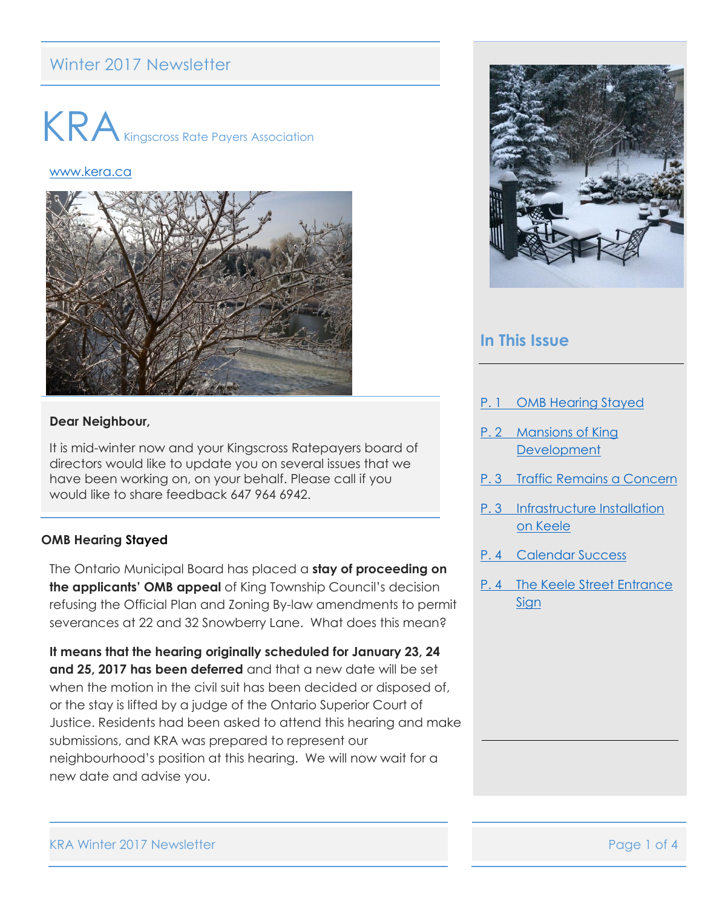Winter 2017 Newsletter

# KRA Kingscross Rate Payers Association

www.kera.ca

**Dear Neighbour,**

It is mid-winter now and your Kingscross Ratepayers board of directors would like to update you on several issues that we have been working on, on your behalf. Please call if you would like to share feedback 647 964 6942.

## In This Issue

- P. 1 OMB Hearing Stayed
- P. 2 Mansions of King Development
- P. 3 Traffic Remains a Concern
- P. 3 Infrastructure Installation on Keele
- P. 4 Calendar Success
- P. 4 The Keele Street Entrance Sign

### OMB Hearing Stayed

The Ontario Municipal Board has placed a **stay of proceeding on the applicants' OMB appeal** of King Township Council's decision refusing the Official Plan and Zoning By-law amendments to permit severances at 22 and 32 Snowberry Lane. What does this mean?

**It means that the hearing originally scheduled for January 23, 24 and 25, 2017 has been deferred** and that a new date will be set when the motion in the civil suit has been decided or disposed of, or the stay is lifted by a judge of the Ontario Superior Court of Justice. Residents had been asked to attend this hearing and make submissions, and KRA was prepared to represent our neighbourhood's position at this hearing. We will now wait for a new date and advise you.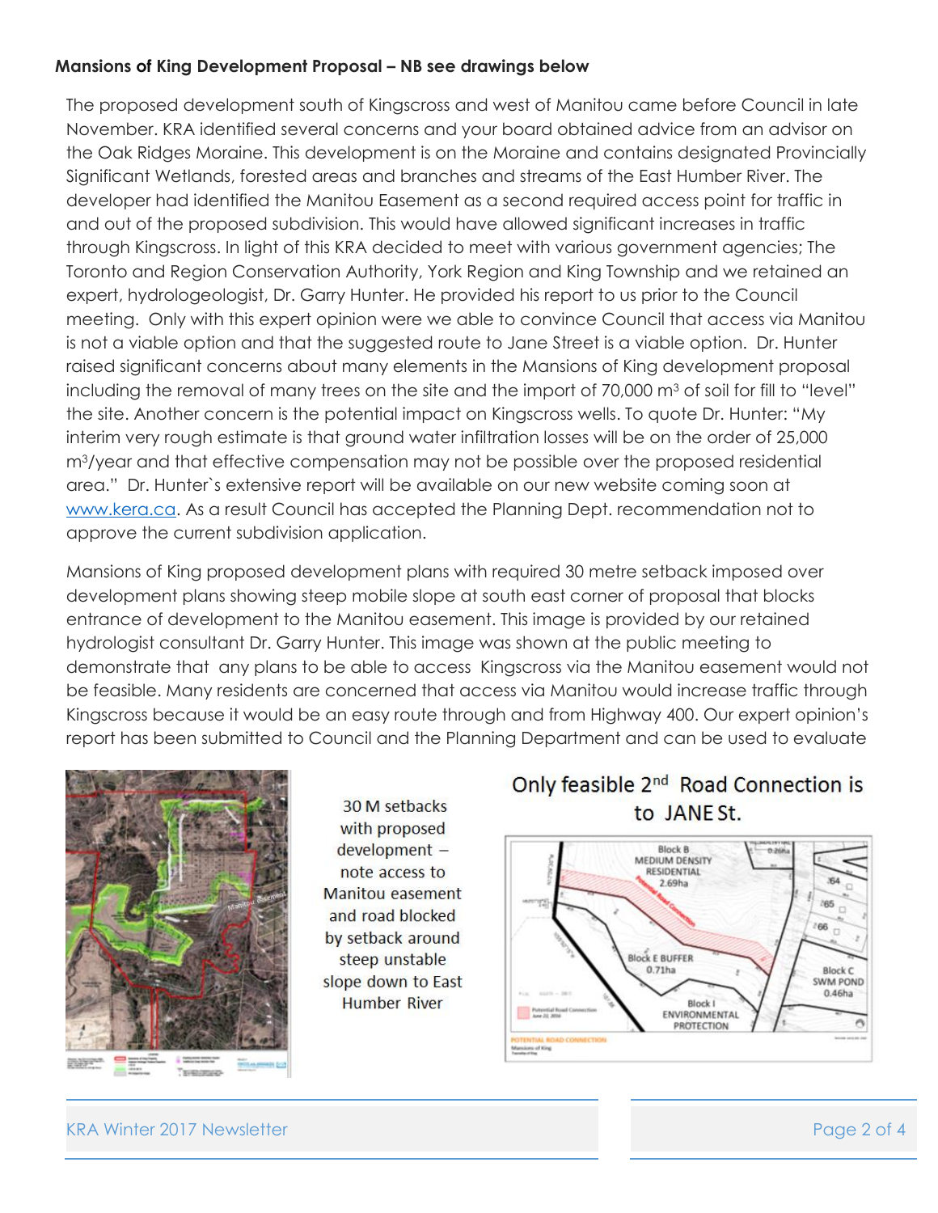**Mansions of King Development Proposal – NB see drawings below**

The proposed development south of Kingscross and west of Manitou came before Council in late November. KRA identified several concerns and your board obtained advice from an advisor on the Oak Ridges Moraine. This development is on the Moraine and contains designated Provincially Significant Wetlands, forested areas and branches and streams of the East Humber River. The developer had identified the Manitou Easement as a second required access point for traffic in and out of the proposed subdivision. This would have allowed significant increases in traffic through Kingscross. In light of this KRA decided to meet with various government agencies; The Toronto and Region Conservation Authority, York Region and King Township and we retained an expert, hydrologeologist, Dr. Garry Hunter. He provided his report to us prior to the Council meeting. Only with this expert opinion were we able to convince Council that access via Manitou is not a viable option and that the suggested route to Jane Street is a viable option. Dr. Hunter raised significant concerns about many elements in the Mansions of King development proposal including the removal of many trees on the site and the import of 70,000 $m^3$ of soil for fill to "level" the site. Another concern is the potential impact on Kingscross wells. To quote Dr. Hunter: "My interim very rough estimate is that ground water infiltration losses will be on the order of 25,000 $m^3$/year and that effective compensation may not be possible over the proposed residential area." Dr. Hunter`s extensive report will be available on our new website coming soon at www.kera.ca. As a result Council has accepted the Planning Dept. recommendation not to approve the current subdivision application.

Mansions of King proposed development plans with required 30 metre setback imposed over development plans showing steep mobile slope at south east corner of proposal that blocks entrance of development to the Manitou easement. This image is provided by our retained hydrologist consultant Dr. Garry Hunter. This image was shown at the public meeting to demonstrate that any plans to be able to access Kingscross via the Manitou easement would not be feasible. Many residents are concerned that access via Manitou would increase traffic through Kingscross because it would be an easy route through and from Highway 400. Our expert opinion's report has been submitted to Council and the Planning Department and can be used to evaluate

30 M setbacks with proposed development – note access to Manitou easement and road blocked by setback around steep unstable slope down to East Humber River

Only feasible 2nd Road Connection is to JANE St.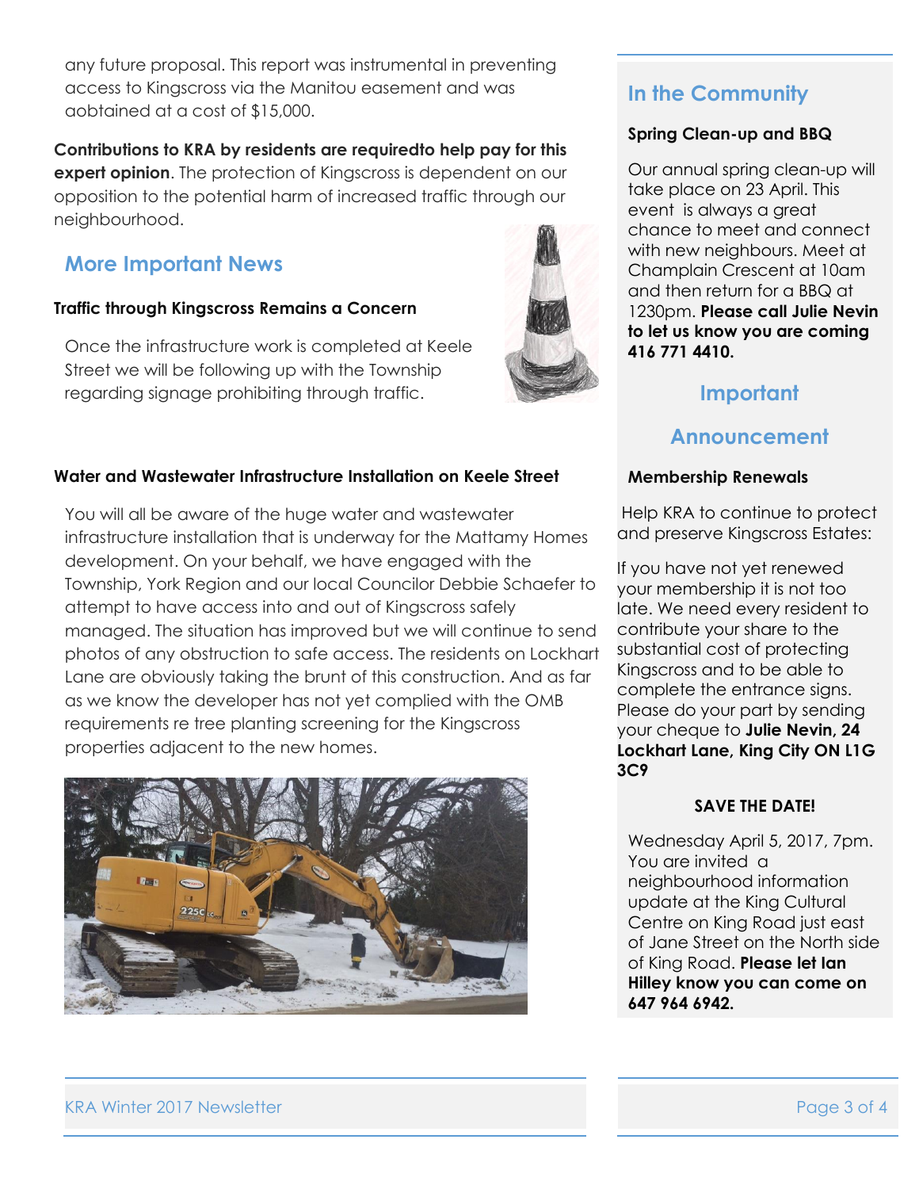any future proposal. This report was instrumental in preventing access to Kingscross via the Manitou easement and was aobtained at a cost of $15,000.

**Contributions to KRA by residents are requiredto help pay for this expert opinion**. The protection of Kingscross is dependent on our opposition to the potential harm of increased traffic through our neighbourhood.

## More Important News

### Traffic through Kingscross Remains a Concern

Once the infrastructure work is completed at Keele Street we will be following up with the Township regarding signage prohibiting through traffic.

### Water and Wastewater Infrastructure Installation on Keele Street

You will all be aware of the huge water and wastewater infrastructure installation that is underway for the Mattamy Homes development. On your behalf, we have engaged with the Township, York Region and our local Councilor Debbie Schaefer to attempt to have access into and out of Kingscross safely managed. The situation has improved but we will continue to send photos of any obstruction to safe access. The residents on Lockhart Lane are obviously taking the brunt of this construction. And as far as we know the developer has not yet complied with the OMB requirements re tree planting screening for the Kingscross properties adjacent to the new homes.

## In the Community

### Spring Clean-up and BBQ

Our annual spring clean-up will take place on 23 April. This event is always a great chance to meet and connect with new neighbours. Meet at Champlain Crescent at 10am and then return for a BBQ at 1230pm. **Please call Julie Nevin to let us know you are coming 416 771 4410.**

## Important Announcement

### Membership Renewals

Help KRA to continue to protect and preserve Kingscross Estates:

If you have not yet renewed your membership it is not too late. We need every resident to contribute your share to the substantial cost of protecting Kingscross and to be able to complete the entrance signs. Please do your part by sending your cheque to **Julie Nevin, 24 Lockhart Lane, King City ON L1G 3C9**

**SAVE THE DATE!**

Wednesday April 5, 2017, 7pm. You are invited a neighbourhood information update at the King Cultural Centre on King Road just east of Jane Street on the North side of King Road. **Please let Ian Hilley know you can come on 647 964 6942.**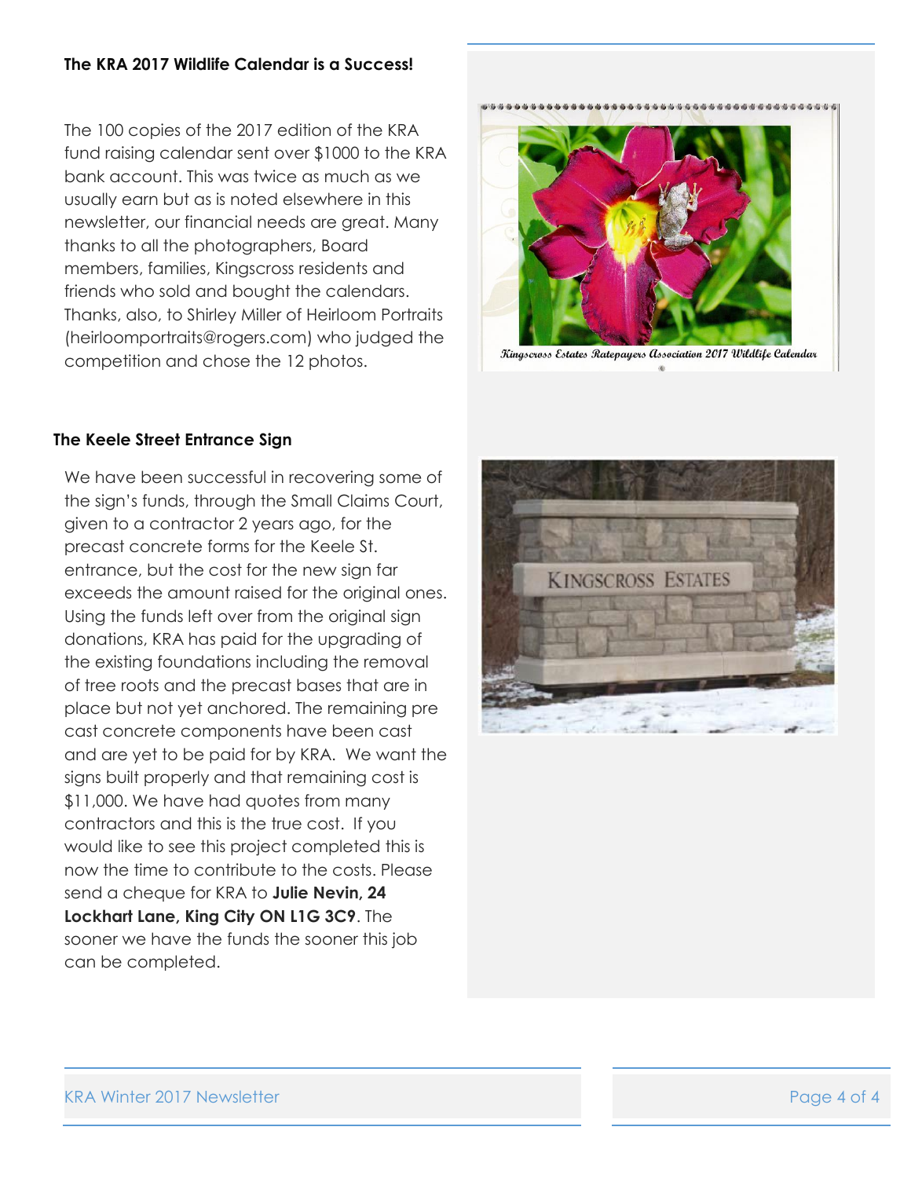### The KRA 2017 Wildlife Calendar is a Success!

The 100 copies of the 2017 edition of the KRA fund raising calendar sent over $1000 to the KRA bank account. This was twice as much as we usually earn but as is noted elsewhere in this newsletter, our financial needs are great. Many thanks to all the photographers, Board members, families, Kingscross residents and friends who sold and bought the calendars. Thanks, also, to Shirley Miller of Heirloom Portraits (heirloomportraits@rogers.com) who judged the competition and chose the 12 photos.

*Kingscross Estates Ratepayers Association 2017 Wildlife Calendar*

### The Keele Street Entrance Sign

We have been successful in recovering some of the sign's funds, through the Small Claims Court, given to a contractor 2 years ago, for the precast concrete forms for the Keele St. entrance, but the cost for the new sign far exceeds the amount raised for the original ones. Using the funds left over from the original sign donations, KRA has paid for the upgrading of the existing foundations including the removal of tree roots and the precast bases that are in place but not yet anchored. The remaining pre cast concrete components have been cast and are yet to be paid for by KRA. We want the signs built properly and that remaining cost is $11,000. We have had quotes from many contractors and this is the true cost. If you would like to see this project completed this is now the time to contribute to the costs. Please send a cheque for KRA to **Julie Nevin, 24 Lockhart Lane, King City ON L1G 3C9**. The sooner we have the funds the sooner this job can be completed.